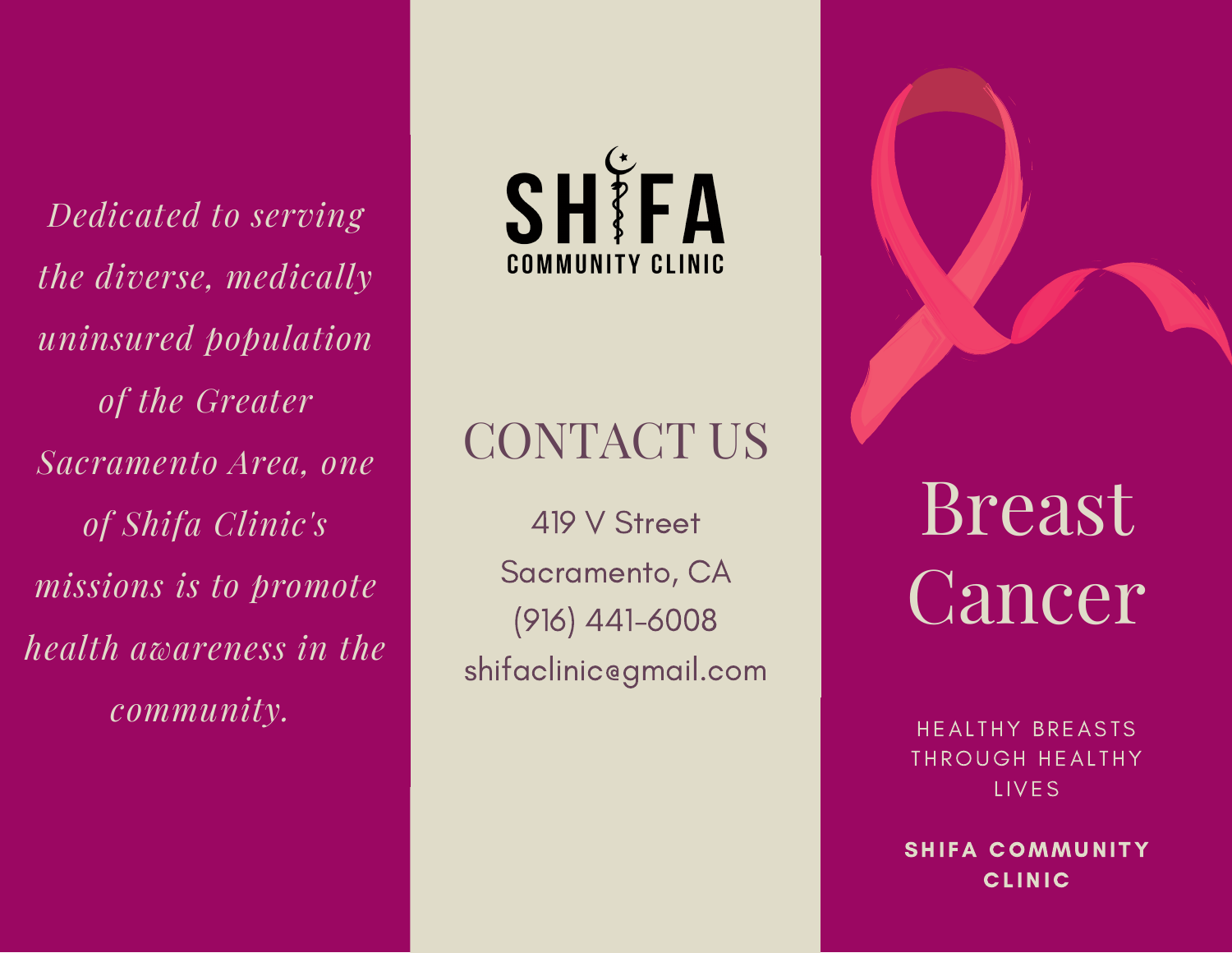*Dedicated to serving the diverse, medically uninsured population of the Greater Sacramento Area, one of Shifa Clinic's missions is to promote health awareness in the community.*

**SHIFA COMMUNITY CLINIC**

## CONTACT US

419 V Street
Sacramento, CA
(916) 441-6008
shifaclinic@gmail.com

# Breast Cancer

HEALTHY BREASTS THROUGH HEALTHY LIVES

**SHIFA COMMUNITY CLINIC**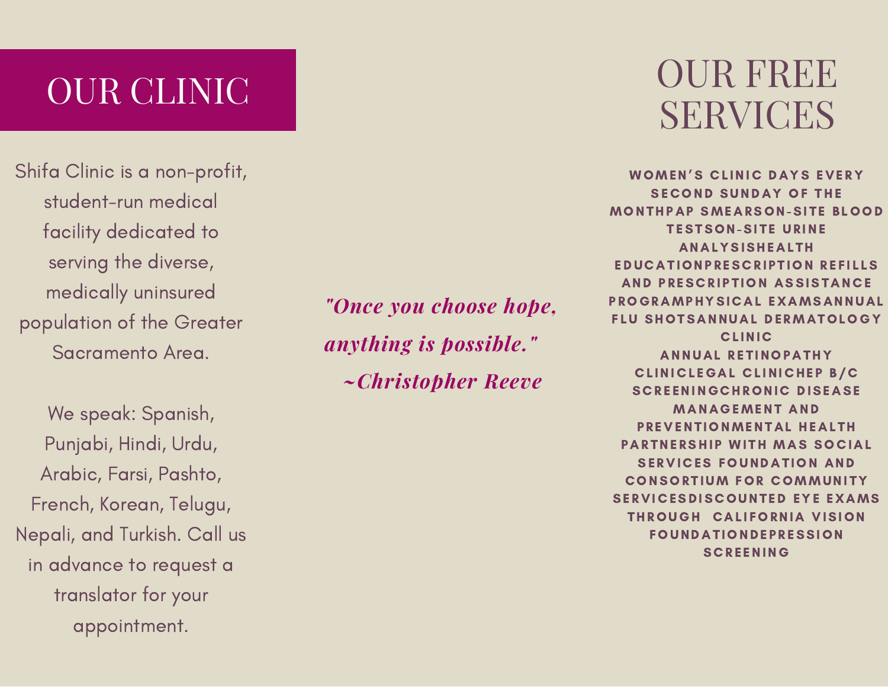# OUR CLINIC

Shifa Clinic is a non-profit, student-run medical facility dedicated to serving the diverse, medically uninsured population of the Greater Sacramento Area.

We speak: Spanish, Punjabi, Hindi, Urdu, Arabic, Farsi, Pashto, French, Korean, Telugu, Nepali, and Turkish. Call us in advance to request a translator for your appointment.

*"Once you choose hope, anything is possible."*
*~Christopher Reeve*

# OUR FREE SERVICES

- WOMEN'S CLINIC DAYS EVERY SECOND SUNDAY OF THE MONTH
- PAP SMEARS
- ON-SITE BLOOD TESTS
- ON-SITE URINE ANALYSIS
- HEALTH EDUCATION
- PRESCRIPTION REFILLS AND PRESCRIPTION ASSISTANCE PROGRAM
- PHYSICAL EXAMS
- ANNUAL FLU SHOTS
- ANNUAL DERMATOLOGY CLINIC
- ANNUAL RETINOPATHY CLINIC
- LEGAL CLINIC
- HEP B/C SCREENING
- CHRONIC DISEASE MANAGEMENT AND PREVENTION
- MENTAL HEALTH PARTNERSHIP WITH MAS SOCIAL SERVICES FOUNDATION AND CONSORTIUM FOR COMMUNITY SERVICES
- DISCOUNTED EYE EXAMS THROUGH CALIFORNIA VISION FOUNDATION
- DEPRESSION SCREENING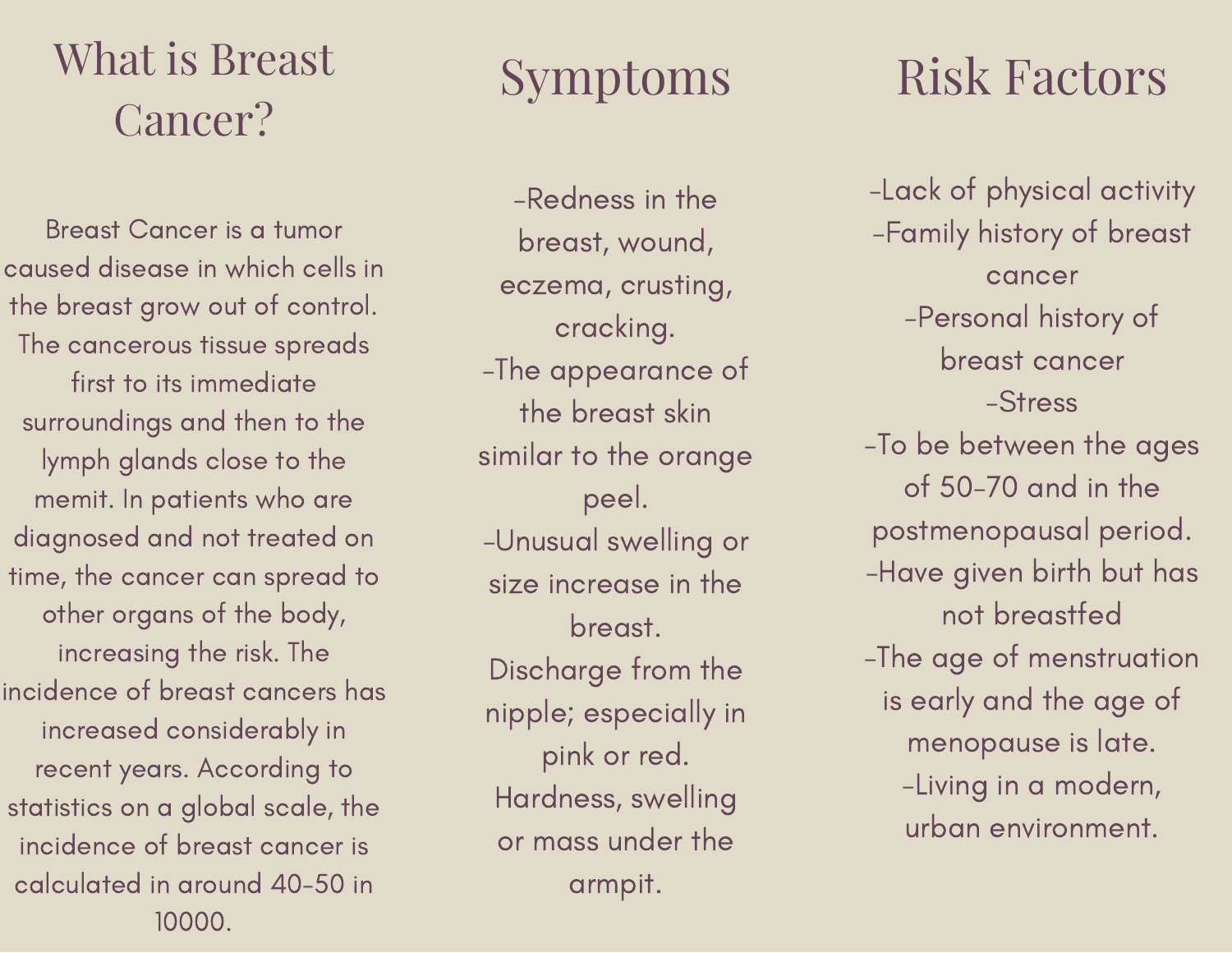# What is Breast Cancer?

Breast Cancer is a tumor caused disease in which cells in the breast grow out of control. The cancerous tissue spreads first to its immediate surroundings and then to the lymph glands close to the memit. In patients who are diagnosed and not treated on time, the cancer can spread to other organs of the body, increasing the risk. The incidence of breast cancers has increased considerably in recent years. According to statistics on a global scale, the incidence of breast cancer is calculated in around 40-50 in 10000.

# Symptoms

-Redness in the breast, wound, eczema, crusting, cracking.
-The appearance of the breast skin similar to the orange peel.
-Unusual swelling or size increase in the breast.
Discharge from the nipple; especially in pink or red.
Hardness, swelling or mass under the armpit.

# Risk Factors

-Lack of physical activity
-Family history of breast cancer
-Personal history of breast cancer
-Stress
-To be between the ages of 50-70 and in the postmenopausal period.
-Have given birth but has not breastfed
-The age of menstruation is early and the age of menopause is late.
-Living in a modern, urban environment.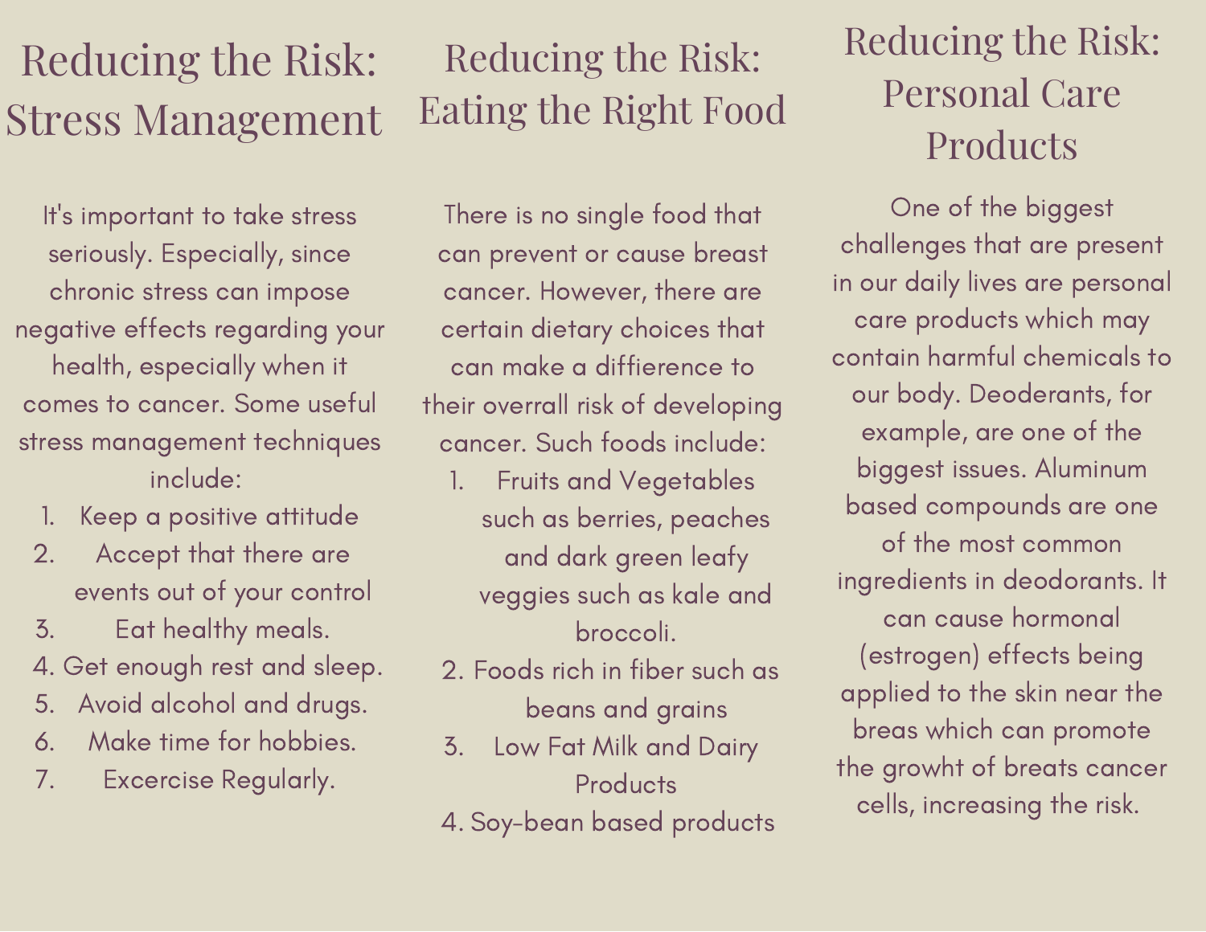# Reducing the Risk: Stress Management

It's important to take stress seriously. Especially, since chronic stress can impose negative effects regarding your health, especially when it comes to cancer. Some useful stress management techniques include:

1. Keep a positive attitude
2. Accept that there are events out of your control
3. Eat healthy meals.
4. Get enough rest and sleep.
5. Avoid alcohol and drugs.
6. Make time for hobbies.
7. Excercise Regularly.

# Reducing the Risk: Eating the Right Food

There is no single food that can prevent or cause breast cancer. However, there are certain dietary choices that can make a diffierence to their overrall risk of developing cancer. Such foods include:

1. Fruits and Vegetables such as berries, peaches and dark green leafy veggies such as kale and broccoli.
2. Foods rich in fiber such as beans and grains
3. Low Fat Milk and Dairy Products
4. Soy-bean based products

# Reducing the Risk: Personal Care Products

One of the biggest challenges that are present in our daily lives are personal care products which may contain harmful chemicals to our body. Deoderants, for example, are one of the biggest issues. Aluminum based compounds are one of the most common ingredients in deodorants. It can cause hormonal (estrogen) effects being applied to the skin near the breas which can promote the growht of breats cancer cells, increasing the risk.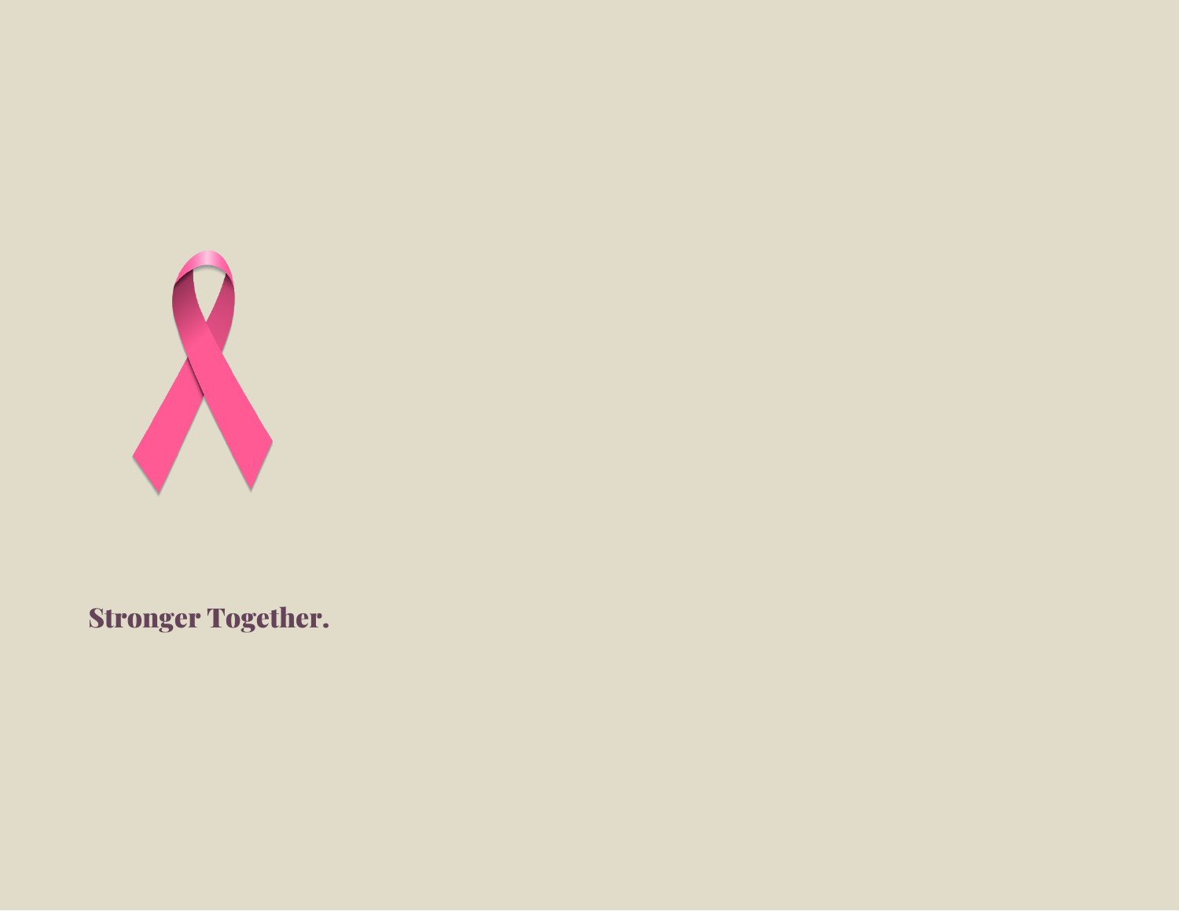**Stronger Together.**